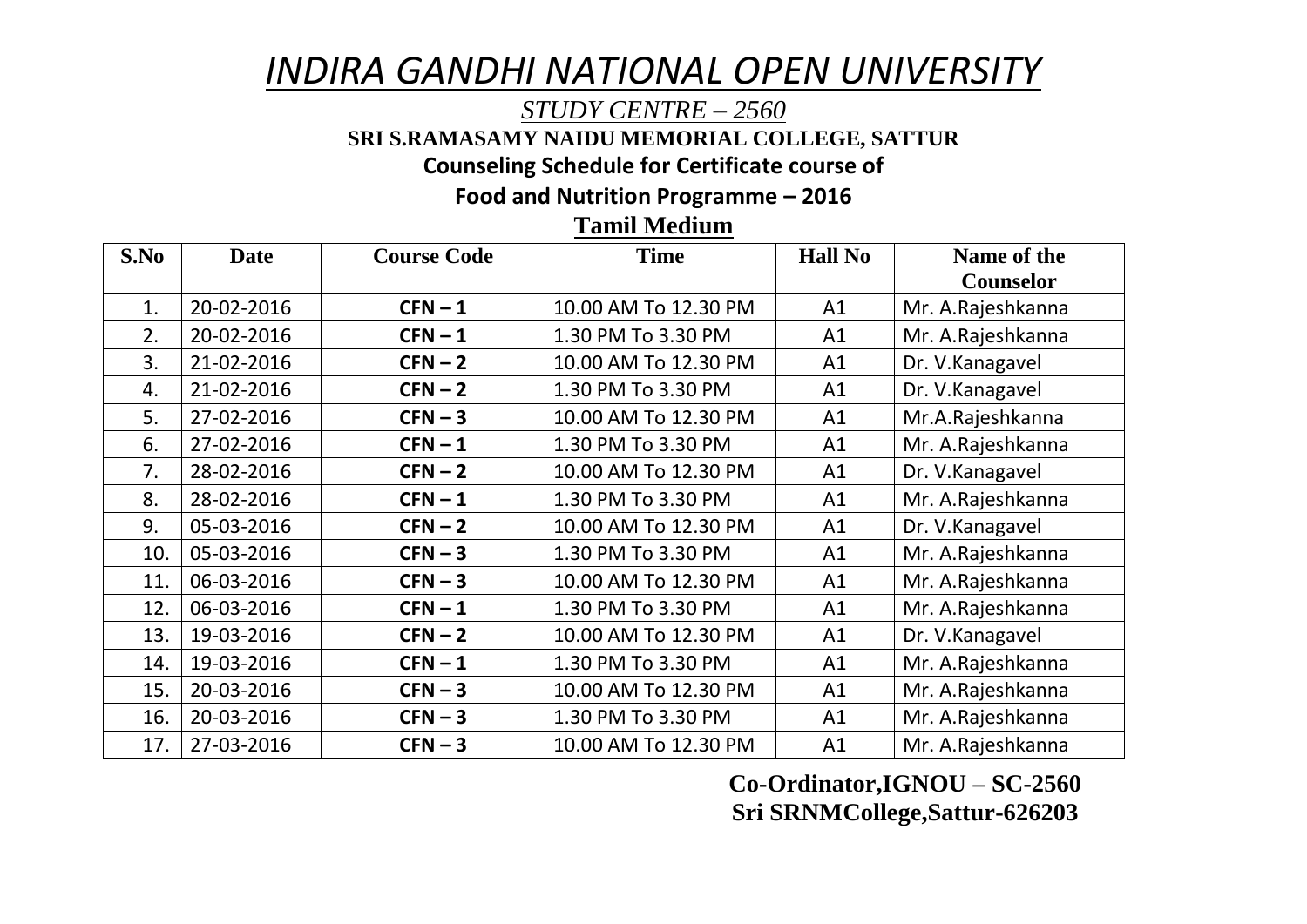# *INDIRA GANDHI NATIONAL OPEN UNIVERSITY*

*STUDY CENTRE – 2560*

**SRI S.RAMASAMY NAIDU MEMORIAL COLLEGE, SATTUR**

**Counseling Schedule for Certificate course of**

**Food and Nutrition Programme – 2016**

**Tamil Medium**

| S.No | Date | Course Code | Time | Hall No | Name of the Counselor |
|---|---|---|---|---|---|
| 1. | 20-02-2016 | **CFN – 1** | 10.00 AM To 12.30 PM | A1 | Mr. A.Rajeshkanna |
| 2. | 20-02-2016 | **CFN – 1** | 1.30 PM To 3.30 PM | A1 | Mr. A.Rajeshkanna |
| 3. | 21-02-2016 | **CFN – 2** | 10.00 AM To 12.30 PM | A1 | Dr. V.Kanagavel |
| 4. | 21-02-2016 | **CFN – 2** | 1.30 PM To 3.30 PM | A1 | Dr. V.Kanagavel |
| 5. | 27-02-2016 | **CFN – 3** | 10.00 AM To 12.30 PM | A1 | Mr.A.Rajeshkanna |
| 6. | 27-02-2016 | **CFN – 1** | 1.30 PM To 3.30 PM | A1 | Mr. A.Rajeshkanna |
| 7. | 28-02-2016 | **CFN – 2** | 10.00 AM To 12.30 PM | A1 | Dr. V.Kanagavel |
| 8. | 28-02-2016 | **CFN – 1** | 1.30 PM To 3.30 PM | A1 | Mr. A.Rajeshkanna |
| 9. | 05-03-2016 | **CFN – 2** | 10.00 AM To 12.30 PM | A1 | Dr. V.Kanagavel |
| 10. | 05-03-2016 | **CFN – 3** | 1.30 PM To 3.30 PM | A1 | Mr. A.Rajeshkanna |
| 11. | 06-03-2016 | **CFN – 3** | 10.00 AM To 12.30 PM | A1 | Mr. A.Rajeshkanna |
| 12. | 06-03-2016 | **CFN – 1** | 1.30 PM To 3.30 PM | A1 | Mr. A.Rajeshkanna |
| 13. | 19-03-2016 | **CFN – 2** | 10.00 AM To 12.30 PM | A1 | Dr. V.Kanagavel |
| 14. | 19-03-2016 | **CFN – 1** | 1.30 PM To 3.30 PM | A1 | Mr. A.Rajeshkanna |
| 15. | 20-03-2016 | **CFN – 3** | 10.00 AM To 12.30 PM | A1 | Mr. A.Rajeshkanna |
| 16. | 20-03-2016 | **CFN – 3** | 1.30 PM To 3.30 PM | A1 | Mr. A.Rajeshkanna |
| 17. | 27-03-2016 | **CFN – 3** | 10.00 AM To 12.30 PM | A1 | Mr. A.Rajeshkanna |

**Co-Ordinator,IGNOU – SC-2560**
**Sri SRNMCollege,Sattur-626203**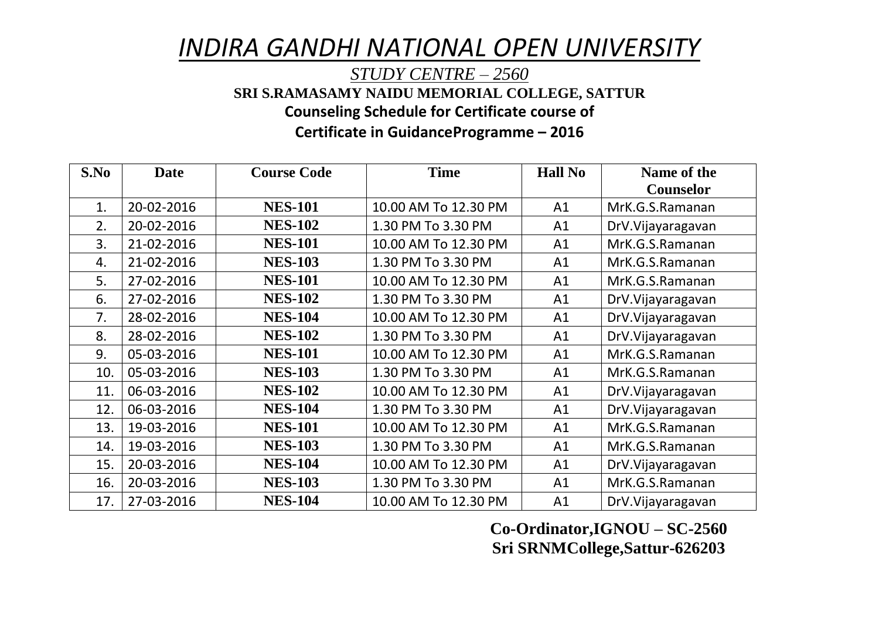# *INDIRA GANDHI NATIONAL OPEN UNIVERSITY*

*STUDY CENTRE – 2560*

**SRI S.RAMASAMY NAIDU MEMORIAL COLLEGE, SATTUR**

**Counseling Schedule for Certificate course of**

**Certificate in GuidanceProgramme – 2016**

| S.No | Date | Course Code | Time | Hall No | Name of the Counselor |
|---|---|---|---|---|---|
| 1. | 20-02-2016 | **NES-101** | 10.00 AM To 12.30 PM | A1 | MrK.G.S.Ramanan |
| 2. | 20-02-2016 | **NES-102** | 1.30 PM To 3.30 PM | A1 | DrV.Vijayaragavan |
| 3. | 21-02-2016 | **NES-101** | 10.00 AM To 12.30 PM | A1 | MrK.G.S.Ramanan |
| 4. | 21-02-2016 | **NES-103** | 1.30 PM To 3.30 PM | A1 | MrK.G.S.Ramanan |
| 5. | 27-02-2016 | **NES-101** | 10.00 AM To 12.30 PM | A1 | MrK.G.S.Ramanan |
| 6. | 27-02-2016 | **NES-102** | 1.30 PM To 3.30 PM | A1 | DrV.Vijayaragavan |
| 7. | 28-02-2016 | **NES-104** | 10.00 AM To 12.30 PM | A1 | DrV.Vijayaragavan |
| 8. | 28-02-2016 | **NES-102** | 1.30 PM To 3.30 PM | A1 | DrV.Vijayaragavan |
| 9. | 05-03-2016 | **NES-101** | 10.00 AM To 12.30 PM | A1 | MrK.G.S.Ramanan |
| 10. | 05-03-2016 | **NES-103** | 1.30 PM To 3.30 PM | A1 | MrK.G.S.Ramanan |
| 11. | 06-03-2016 | **NES-102** | 10.00 AM To 12.30 PM | A1 | DrV.Vijayaragavan |
| 12. | 06-03-2016 | **NES-104** | 1.30 PM To 3.30 PM | A1 | DrV.Vijayaragavan |
| 13. | 19-03-2016 | **NES-101** | 10.00 AM To 12.30 PM | A1 | MrK.G.S.Ramanan |
| 14. | 19-03-2016 | **NES-103** | 1.30 PM To 3.30 PM | A1 | MrK.G.S.Ramanan |
| 15. | 20-03-2016 | **NES-104** | 10.00 AM To 12.30 PM | A1 | DrV.Vijayaragavan |
| 16. | 20-03-2016 | **NES-103** | 1.30 PM To 3.30 PM | A1 | MrK.G.S.Ramanan |
| 17. | 27-03-2016 | **NES-104** | 10.00 AM To 12.30 PM | A1 | DrV.Vijayaragavan |

**Co-Ordinator,IGNOU – SC-2560**
**Sri SRNMCollege,Sattur-626203**